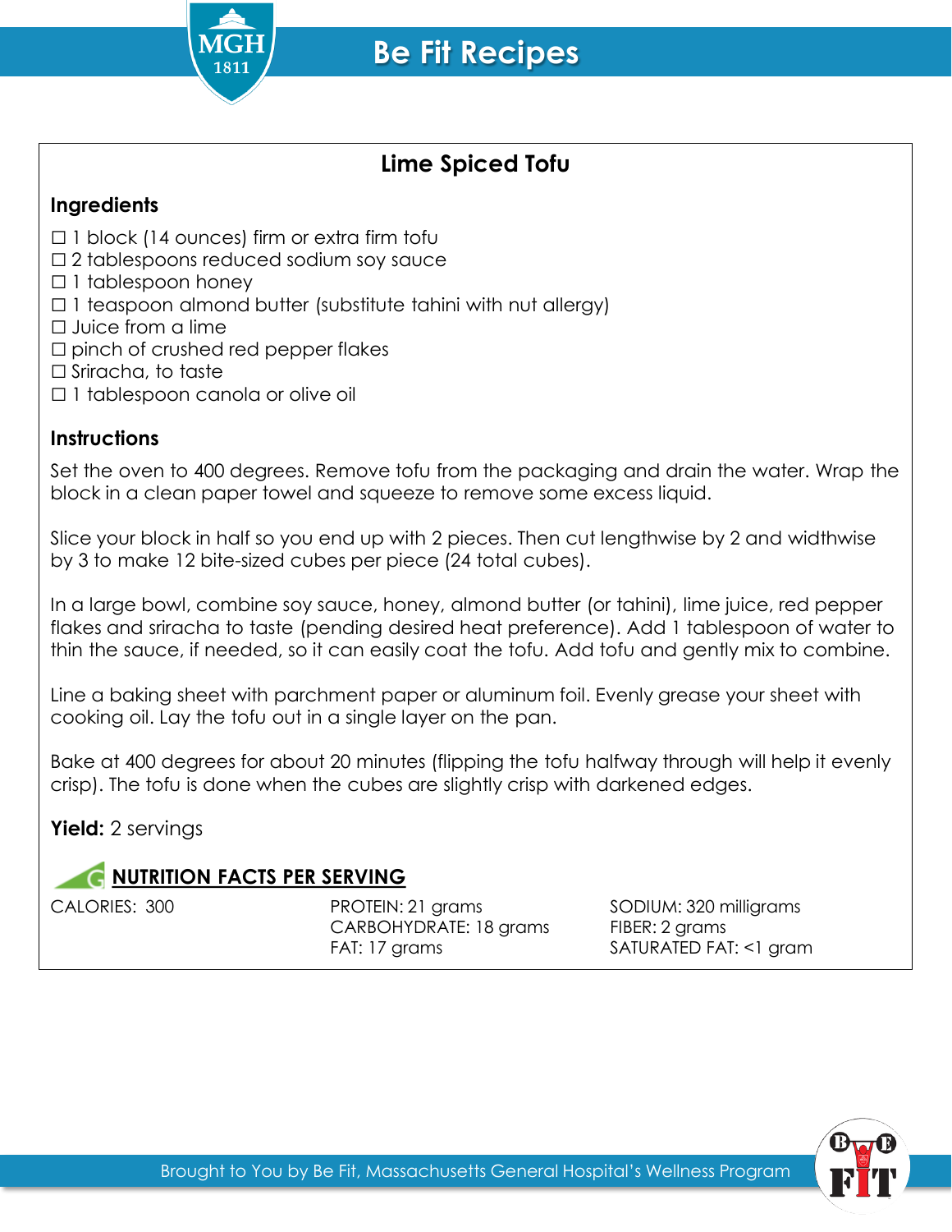# Be Fit Recipes

## Lime Spiced Tofu

### Ingredients

- ☐ 1 block (14 ounces) firm or extra firm tofu
- ☐ 2 tablespoons reduced sodium soy sauce
- ☐ 1 tablespoon honey
- ☐ 1 teaspoon almond butter (substitute tahini with nut allergy)
- ☐ Juice from a lime
- ☐ pinch of crushed red pepper flakes
- ☐ Sriracha, to taste
- ☐ 1 tablespoon canola or olive oil

### Instructions

Set the oven to 400 degrees. Remove tofu from the packaging and drain the water. Wrap the block in a clean paper towel and squeeze to remove some excess liquid.

Slice your block in half so you end up with 2 pieces. Then cut lengthwise by 2 and widthwise by 3 to make 12 bite-sized cubes per piece (24 total cubes).

In a large bowl, combine soy sauce, honey, almond butter (or tahini), lime juice, red pepper flakes and sriracha to taste (pending desired heat preference). Add 1 tablespoon of water to thin the sauce, if needed, so it can easily coat the tofu. Add tofu and gently mix to combine.

Line a baking sheet with parchment paper or aluminum foil. Evenly grease your sheet with cooking oil. Lay the tofu out in a single layer on the pan.

Bake at 400 degrees for about 20 minutes (flipping the tofu halfway through will help it evenly crisp). The tofu is done when the cubes are slightly crisp with darkened edges.

**Yield:** 2 servings

### NUTRITION FACTS PER SERVING

CALORIES: 300

PROTEIN: 21 grams
CARBOHYDRATE: 18 grams
FAT: 17 grams

SODIUM: 320 milligrams
FIBER: 2 grams
SATURATED FAT: <1 gram

Brought to You by Be Fit, Massachusetts General Hospital's Wellness Program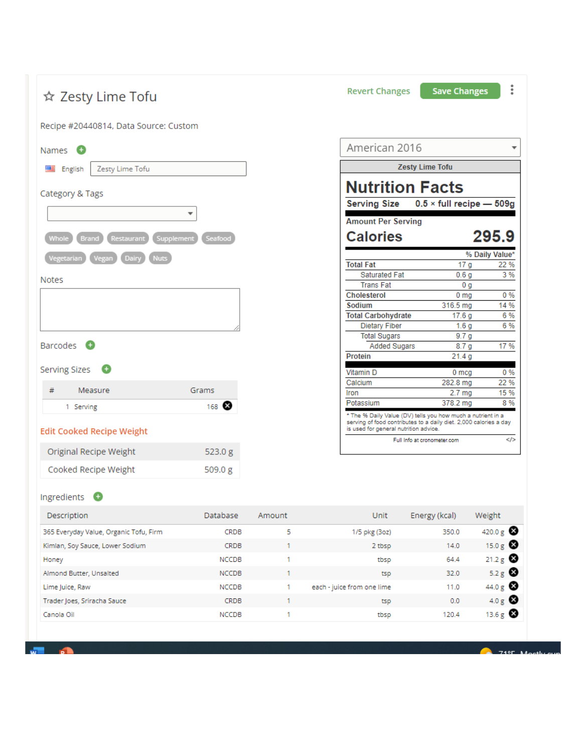# ☆ Zesty Lime Tofu

Revert Changes | Save Changes

Recipe #20440814, Data Source: Custom

**Names**

English: Zesty Lime Tofu

**Category & Tags**

Whole · Brand · Restaurant · Supplement · Seafood · Vegetarian · Vegan · Dairy · Nuts

**Notes**

**Barcodes**

**Serving Sizes**

| # | Measure | Grams |
|---|---|---|
| 1 | Serving | 168 |

**Edit Cooked Recipe Weight**

| | |
|---|---|
| Original Recipe Weight | 523.0 g |
| Cooked Recipe Weight | 509.0 g |

American 2016

**Zesty Lime Tofu**

## Nutrition Facts

**Serving Size** 0.5 × full recipe — 509g

**Amount Per Serving**

**Calories** 295.9

| | | % Daily Value* |
|---|---|---|
| **Total Fat** | 17 g | 22 % |
| Saturated Fat | 0.6 g | 3 % |
| Trans Fat | 0 g | |
| **Cholesterol** | 0 mg | 0 % |
| **Sodium** | 316.5 mg | 14 % |
| **Total Carbohydrate** | 17.6 g | 6 % |
| Dietary Fiber | 1.6 g | 6 % |
| Total Sugars | 9.7 g | |
| Added Sugars | 8.7 g | 17 % |
| **Protein** | 21.4 g | |
| Vitamin D | 0 mcg | 0 % |
| Calcium | 282.8 mg | 22 % |
| Iron | 2.7 mg | 15 % |
| Potassium | 378.2 mg | 8 % |

* The % Daily Value (DV) tells you how much a nutrient in a serving of food contributes to a daily diet. 2,000 calories a day is used for general nutrition advice.

Full Info at cronometer.com

**Ingredients**

| Description | Database | Amount | Unit | Energy (kcal) | Weight |
|---|---|---|---|---|---|
| 365 Everyday Value, Organic Tofu, Firm | CRDB | 5 | 1/5 pkg (3oz) | 350.0 | 420.0 g |
| Kimlan, Soy Sauce, Lower Sodium | CRDB | 1 | 2 tbsp | 14.0 | 15.0 g |
| Honey | NCCDB | 1 | tbsp | 64.4 | 21.2 g |
| Almond Butter, Unsalted | NCCDB | 1 | tsp | 32.0 | 5.2 g |
| Lime Juice, Raw | NCCDB | 1 | each - juice from one lime | 11.0 | 44.0 g |
| Trader Joes, Sriracha Sauce | CRDB | 1 | tsp | 0.0 | 4.0 g |
| Canola Oil | NCCDB | 1 | tbsp | 120.4 | 13.6 g |